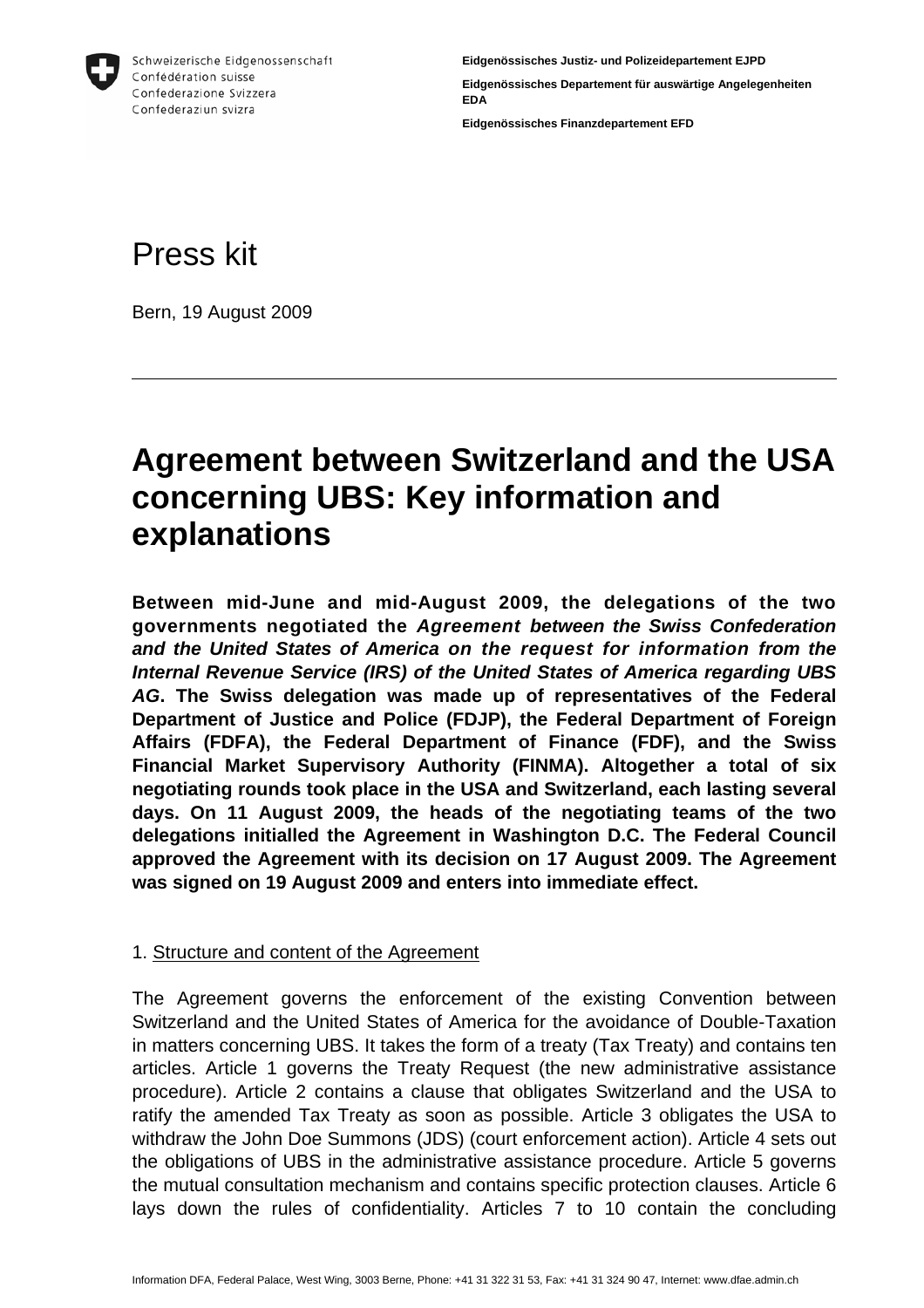Schweizerische Eidgenossenschaft
Confédération suisse
Confederazione Svizzera
Confederaziun svizra

**Eidgenössisches Justiz- und Polizeidepartement EJPD**

**Eidgenössisches Departement für auswärtige Angelegenheiten EDA**

**Eidgenössisches Finanzdepartement EFD**

# Press kit

Bern, 19 August 2009

---

# Agreement between Switzerland and the USA concerning UBS: Key information and explanations

**Between mid-June and mid-August 2009, the delegations of the two governments negotiated the *Agreement between the Swiss Confederation and the United States of America on the request for information from the Internal Revenue Service (IRS) of the United States of America regarding UBS AG*. The Swiss delegation was made up of representatives of the Federal Department of Justice and Police (FDJP), the Federal Department of Foreign Affairs (FDFA), the Federal Department of Finance (FDF), and the Swiss Financial Market Supervisory Authority (FINMA). Altogether a total of six negotiating rounds took place in the USA and Switzerland, each lasting several days. On 11 August 2009, the heads of the negotiating teams of the two delegations initialled the Agreement in Washington D.C. The Federal Council approved the Agreement with its decision on 17 August 2009. The Agreement was signed on 19 August 2009 and enters into immediate effect.**

1. Structure and content of the Agreement

The Agreement governs the enforcement of the existing Convention between Switzerland and the United States of America for the avoidance of Double-Taxation in matters concerning UBS. It takes the form of a treaty (Tax Treaty) and contains ten articles. Article 1 governs the Treaty Request (the new administrative assistance procedure). Article 2 contains a clause that obligates Switzerland and the USA to ratify the amended Tax Treaty as soon as possible. Article 3 obligates the USA to withdraw the John Doe Summons (JDS) (court enforcement action). Article 4 sets out the obligations of UBS in the administrative assistance procedure. Article 5 governs the mutual consultation mechanism and contains specific protection clauses. Article 6 lays down the rules of confidentiality. Articles 7 to 10 contain the concluding

Information DFA, Federal Palace, West Wing, 3003 Berne, Phone: +41 31 322 31 53, Fax: +41 31 324 90 47, Internet: www.dfae.admin.ch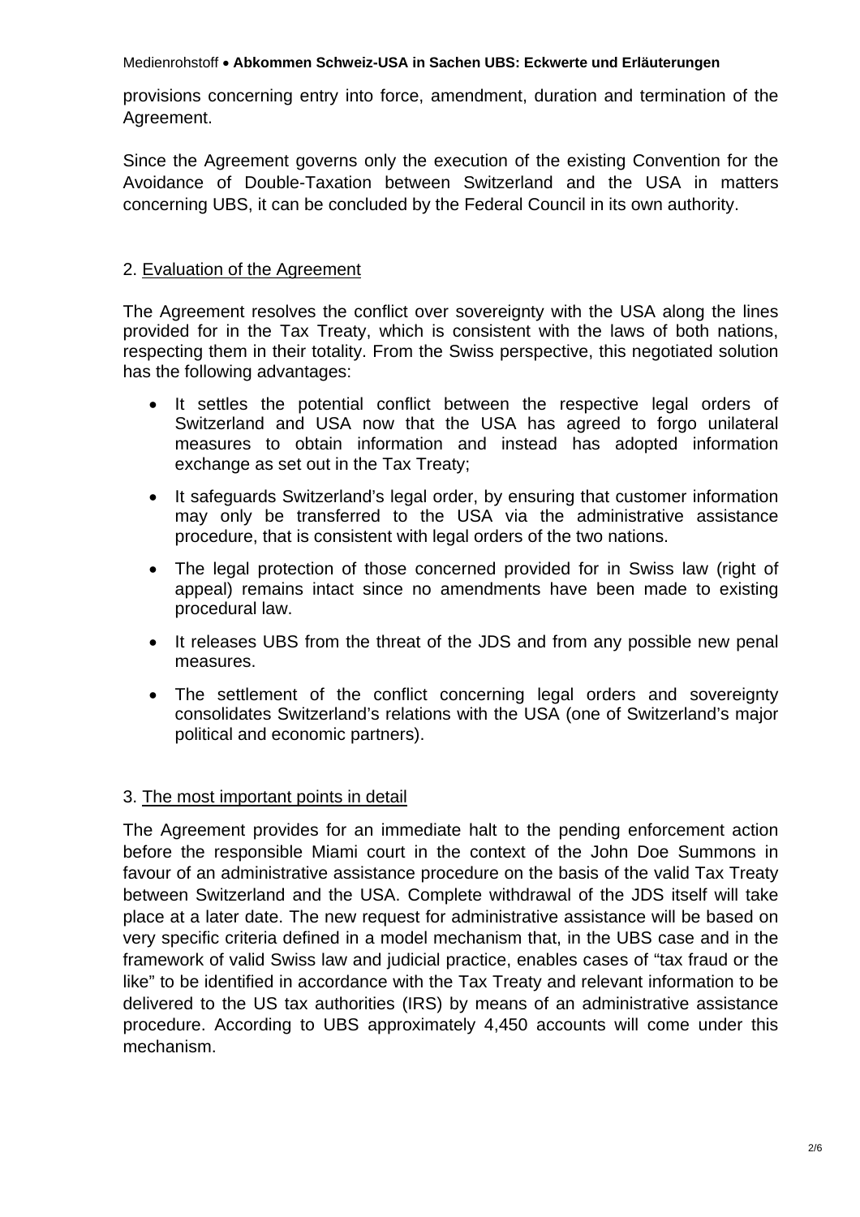provisions concerning entry into force, amendment, duration and termination of the Agreement.

Since the Agreement governs only the execution of the existing Convention for the Avoidance of Double-Taxation between Switzerland and the USA in matters concerning UBS, it can be concluded by the Federal Council in its own authority.

## 2. Evaluation of the Agreement

The Agreement resolves the conflict over sovereignty with the USA along the lines provided for in the Tax Treaty, which is consistent with the laws of both nations, respecting them in their totality. From the Swiss perspective, this negotiated solution has the following advantages:

- It settles the potential conflict between the respective legal orders of Switzerland and USA now that the USA has agreed to forgo unilateral measures to obtain information and instead has adopted information exchange as set out in the Tax Treaty;
- It safeguards Switzerland's legal order, by ensuring that customer information may only be transferred to the USA via the administrative assistance procedure, that is consistent with legal orders of the two nations.
- The legal protection of those concerned provided for in Swiss law (right of appeal) remains intact since no amendments have been made to existing procedural law.
- It releases UBS from the threat of the JDS and from any possible new penal measures.
- The settlement of the conflict concerning legal orders and sovereignty consolidates Switzerland's relations with the USA (one of Switzerland's major political and economic partners).

## 3. The most important points in detail

The Agreement provides for an immediate halt to the pending enforcement action before the responsible Miami court in the context of the John Doe Summons in favour of an administrative assistance procedure on the basis of the valid Tax Treaty between Switzerland and the USA. Complete withdrawal of the JDS itself will take place at a later date. The new request for administrative assistance will be based on very specific criteria defined in a model mechanism that, in the UBS case and in the framework of valid Swiss law and judicial practice, enables cases of "tax fraud or the like" to be identified in accordance with the Tax Treaty and relevant information to be delivered to the US tax authorities (IRS) by means of an administrative assistance procedure. According to UBS approximately 4,450 accounts will come under this mechanism.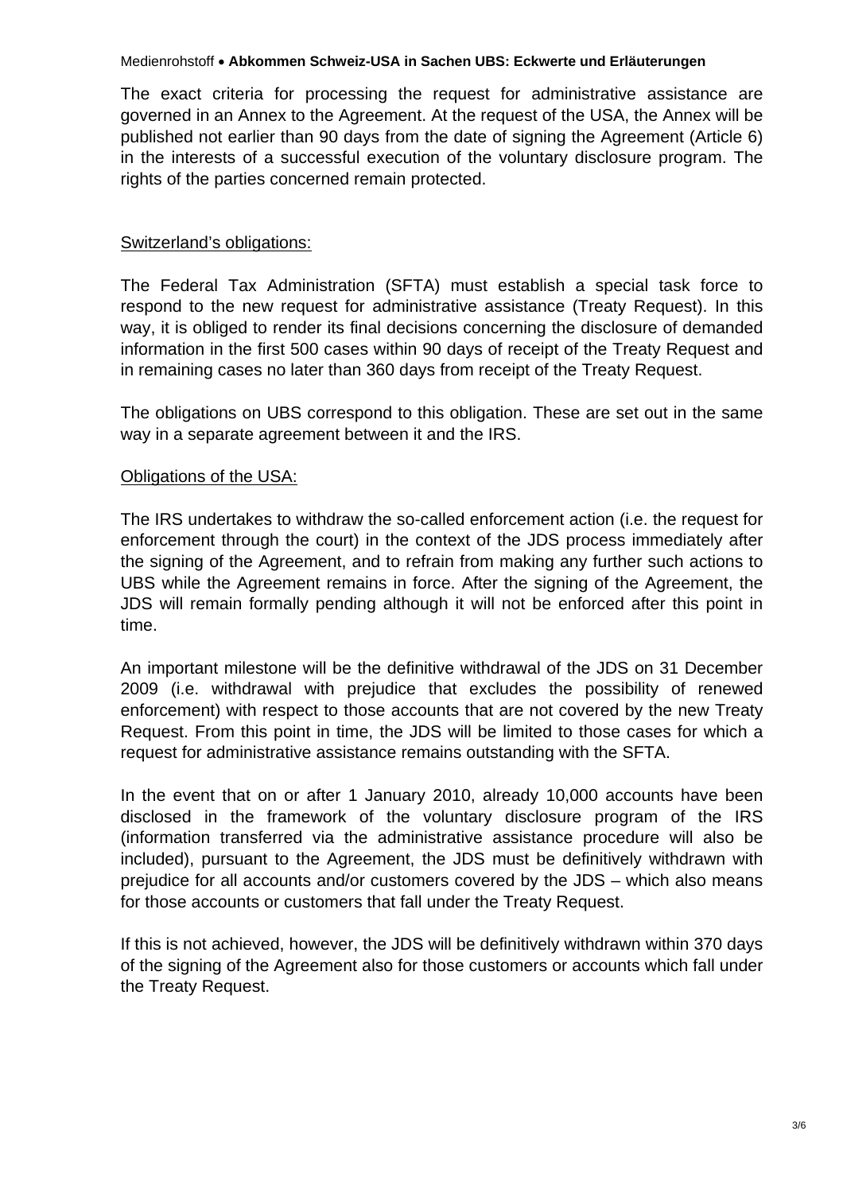The exact criteria for processing the request for administrative assistance are governed in an Annex to the Agreement. At the request of the USA, the Annex will be published not earlier than 90 days from the date of signing the Agreement (Article 6) in the interests of a successful execution of the voluntary disclosure program. The rights of the parties concerned remain protected.

Switzerland's obligations:

The Federal Tax Administration (SFTA) must establish a special task force to respond to the new request for administrative assistance (Treaty Request). In this way, it is obliged to render its final decisions concerning the disclosure of demanded information in the first 500 cases within 90 days of receipt of the Treaty Request and in remaining cases no later than 360 days from receipt of the Treaty Request.

The obligations on UBS correspond to this obligation. These are set out in the same way in a separate agreement between it and the IRS.

Obligations of the USA:

The IRS undertakes to withdraw the so-called enforcement action (i.e. the request for enforcement through the court) in the context of the JDS process immediately after the signing of the Agreement, and to refrain from making any further such actions to UBS while the Agreement remains in force. After the signing of the Agreement, the JDS will remain formally pending although it will not be enforced after this point in time.

An important milestone will be the definitive withdrawal of the JDS on 31 December 2009 (i.e. withdrawal with prejudice that excludes the possibility of renewed enforcement) with respect to those accounts that are not covered by the new Treaty Request. From this point in time, the JDS will be limited to those cases for which a request for administrative assistance remains outstanding with the SFTA.

In the event that on or after 1 January 2010, already 10,000 accounts have been disclosed in the framework of the voluntary disclosure program of the IRS (information transferred via the administrative assistance procedure will also be included), pursuant to the Agreement, the JDS must be definitively withdrawn with prejudice for all accounts and/or customers covered by the JDS – which also means for those accounts or customers that fall under the Treaty Request.

If this is not achieved, however, the JDS will be definitively withdrawn within 370 days of the signing of the Agreement also for those customers or accounts which fall under the Treaty Request.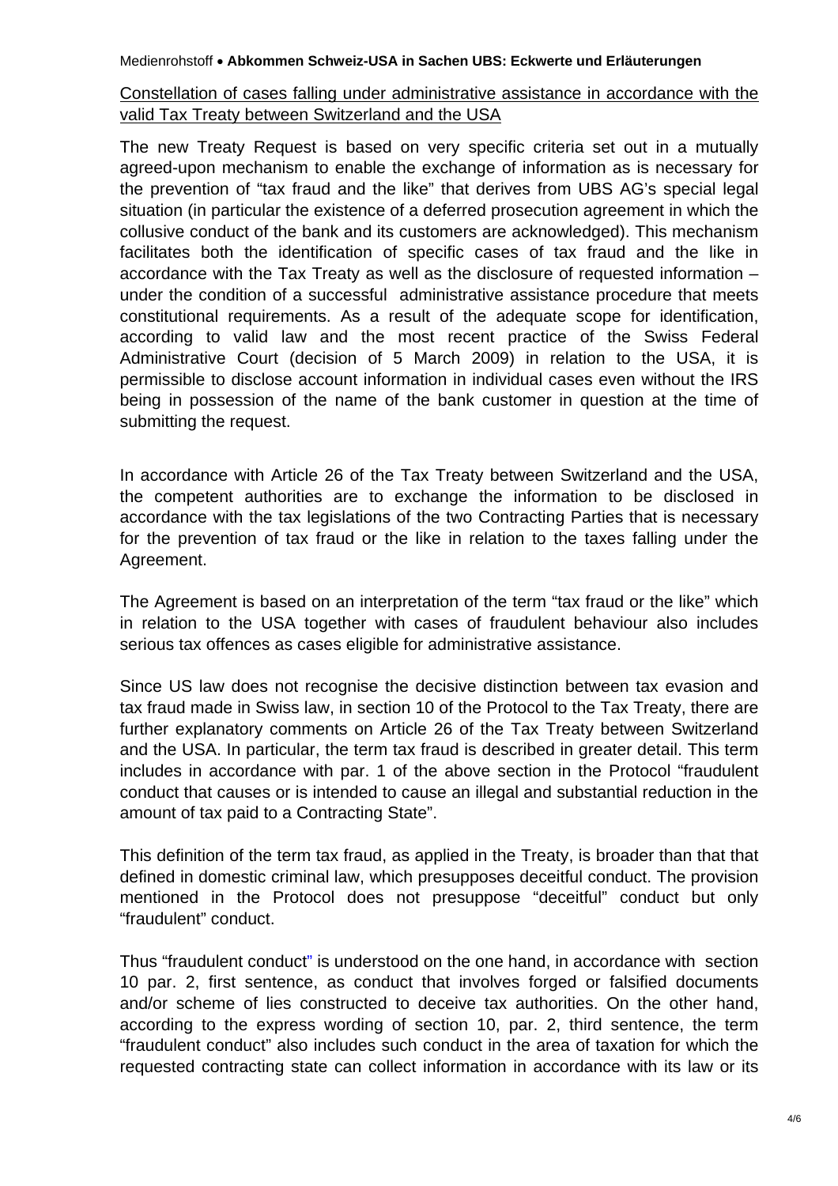Constellation of cases falling under administrative assistance in accordance with the valid Tax Treaty between Switzerland and the USA

The new Treaty Request is based on very specific criteria set out in a mutually agreed-upon mechanism to enable the exchange of information as is necessary for the prevention of "tax fraud and the like" that derives from UBS AG's special legal situation (in particular the existence of a deferred prosecution agreement in which the collusive conduct of the bank and its customers are acknowledged). This mechanism facilitates both the identification of specific cases of tax fraud and the like in accordance with the Tax Treaty as well as the disclosure of requested information – under the condition of a successful administrative assistance procedure that meets constitutional requirements. As a result of the adequate scope for identification, according to valid law and the most recent practice of the Swiss Federal Administrative Court (decision of 5 March 2009) in relation to the USA, it is permissible to disclose account information in individual cases even without the IRS being in possession of the name of the bank customer in question at the time of submitting the request.

In accordance with Article 26 of the Tax Treaty between Switzerland and the USA, the competent authorities are to exchange the information to be disclosed in accordance with the tax legislations of the two Contracting Parties that is necessary for the prevention of tax fraud or the like in relation to the taxes falling under the Agreement.

The Agreement is based on an interpretation of the term "tax fraud or the like" which in relation to the USA together with cases of fraudulent behaviour also includes serious tax offences as cases eligible for administrative assistance.

Since US law does not recognise the decisive distinction between tax evasion and tax fraud made in Swiss law, in section 10 of the Protocol to the Tax Treaty, there are further explanatory comments on Article 26 of the Tax Treaty between Switzerland and the USA. In particular, the term tax fraud is described in greater detail. This term includes in accordance with par. 1 of the above section in the Protocol "fraudulent conduct that causes or is intended to cause an illegal and substantial reduction in the amount of tax paid to a Contracting State".

This definition of the term tax fraud, as applied in the Treaty, is broader than that that defined in domestic criminal law, which presupposes deceitful conduct. The provision mentioned in the Protocol does not presuppose "deceitful" conduct but only "fraudulent" conduct.

Thus "fraudulent conduct" is understood on the one hand, in accordance with section 10 par. 2, first sentence, as conduct that involves forged or falsified documents and/or scheme of lies constructed to deceive tax authorities. On the other hand, according to the express wording of section 10, par. 2, third sentence, the term "fraudulent conduct" also includes such conduct in the area of taxation for which the requested contracting state can collect information in accordance with its law or its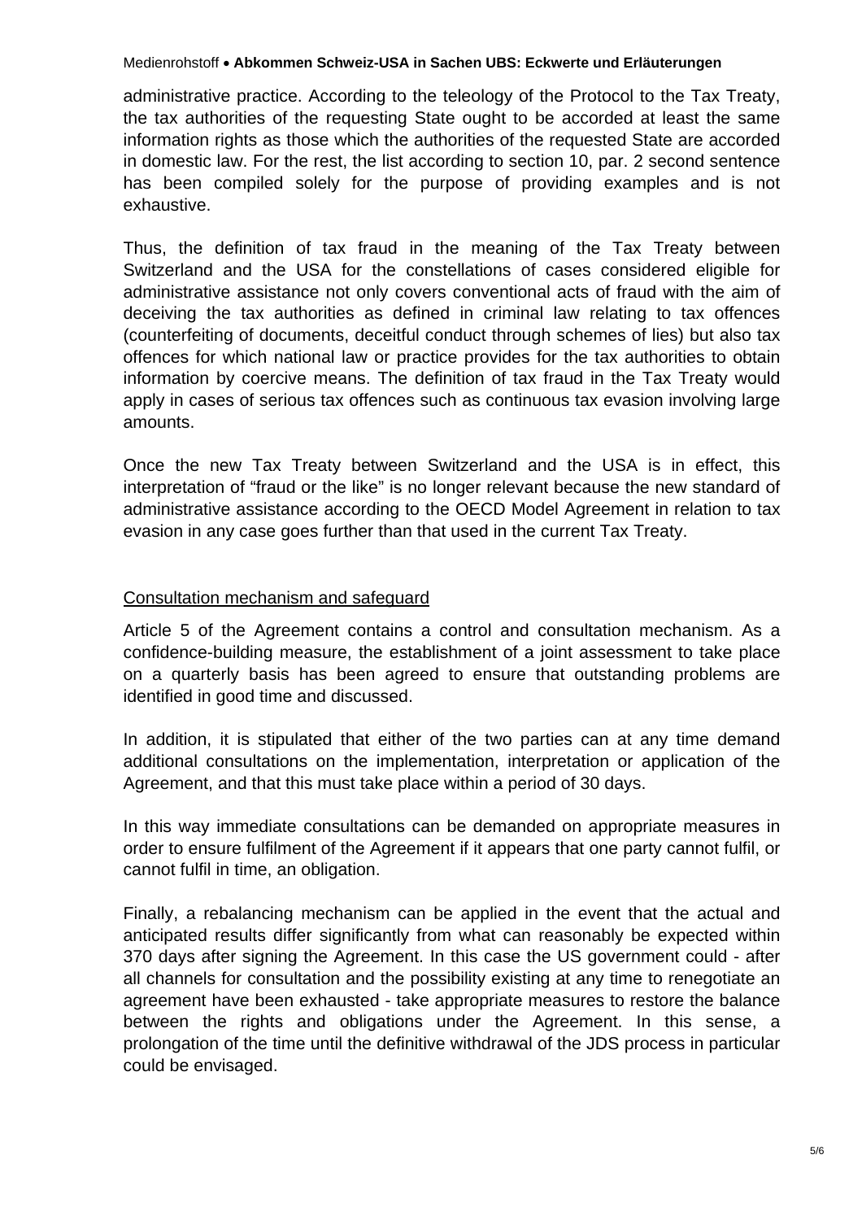administrative practice. According to the teleology of the Protocol to the Tax Treaty, the tax authorities of the requesting State ought to be accorded at least the same information rights as those which the authorities of the requested State are accorded in domestic law. For the rest, the list according to section 10, par. 2 second sentence has been compiled solely for the purpose of providing examples and is not exhaustive.

Thus, the definition of tax fraud in the meaning of the Tax Treaty between Switzerland and the USA for the constellations of cases considered eligible for administrative assistance not only covers conventional acts of fraud with the aim of deceiving the tax authorities as defined in criminal law relating to tax offences (counterfeiting of documents, deceitful conduct through schemes of lies) but also tax offences for which national law or practice provides for the tax authorities to obtain information by coercive means. The definition of tax fraud in the Tax Treaty would apply in cases of serious tax offences such as continuous tax evasion involving large amounts.

Once the new Tax Treaty between Switzerland and the USA is in effect, this interpretation of "fraud or the like" is no longer relevant because the new standard of administrative assistance according to the OECD Model Agreement in relation to tax evasion in any case goes further than that used in the current Tax Treaty.

## Consultation mechanism and safeguard

Article 5 of the Agreement contains a control and consultation mechanism. As a confidence-building measure, the establishment of a joint assessment to take place on a quarterly basis has been agreed to ensure that outstanding problems are identified in good time and discussed.

In addition, it is stipulated that either of the two parties can at any time demand additional consultations on the implementation, interpretation or application of the Agreement, and that this must take place within a period of 30 days.

In this way immediate consultations can be demanded on appropriate measures in order to ensure fulfilment of the Agreement if it appears that one party cannot fulfil, or cannot fulfil in time, an obligation.

Finally, a rebalancing mechanism can be applied in the event that the actual and anticipated results differ significantly from what can reasonably be expected within 370 days after signing the Agreement. In this case the US government could - after all channels for consultation and the possibility existing at any time to renegotiate an agreement have been exhausted - take appropriate measures to restore the balance between the rights and obligations under the Agreement. In this sense, a prolongation of the time until the definitive withdrawal of the JDS process in particular could be envisaged.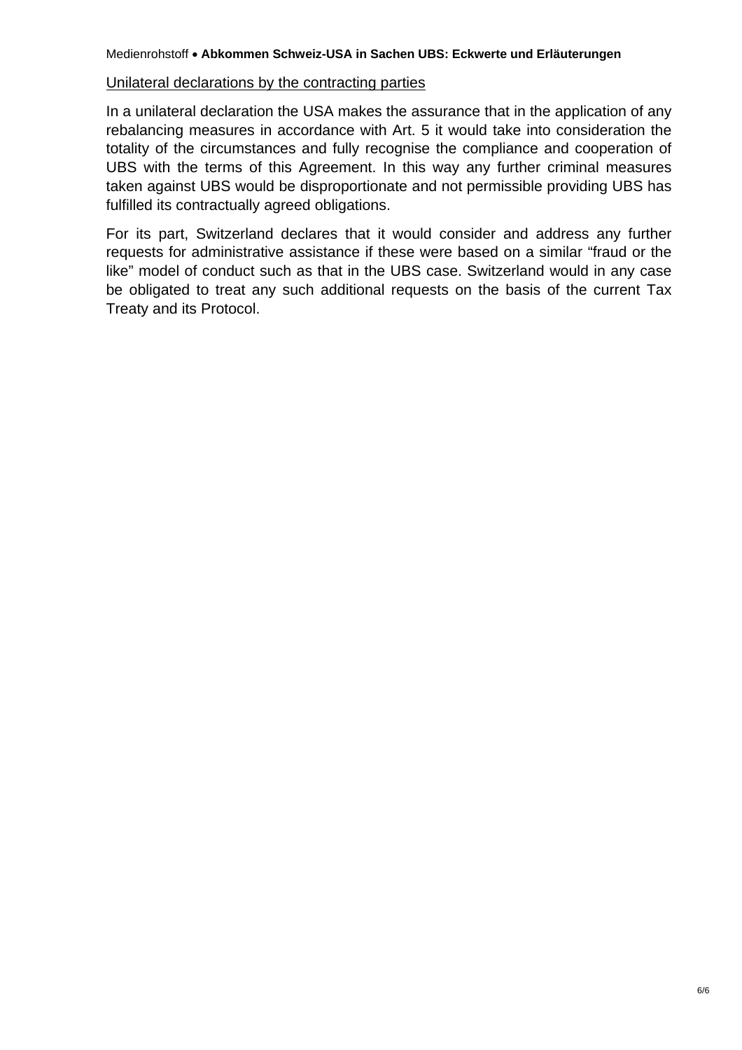Unilateral declarations by the contracting parties

In a unilateral declaration the USA makes the assurance that in the application of any rebalancing measures in accordance with Art. 5 it would take into consideration the totality of the circumstances and fully recognise the compliance and cooperation of UBS with the terms of this Agreement. In this way any further criminal measures taken against UBS would be disproportionate and not permissible providing UBS has fulfilled its contractually agreed obligations.

For its part, Switzerland declares that it would consider and address any further requests for administrative assistance if these were based on a similar “fraud or the like” model of conduct such as that in the UBS case. Switzerland would in any case be obligated to treat any such additional requests on the basis of the current Tax Treaty and its Protocol.